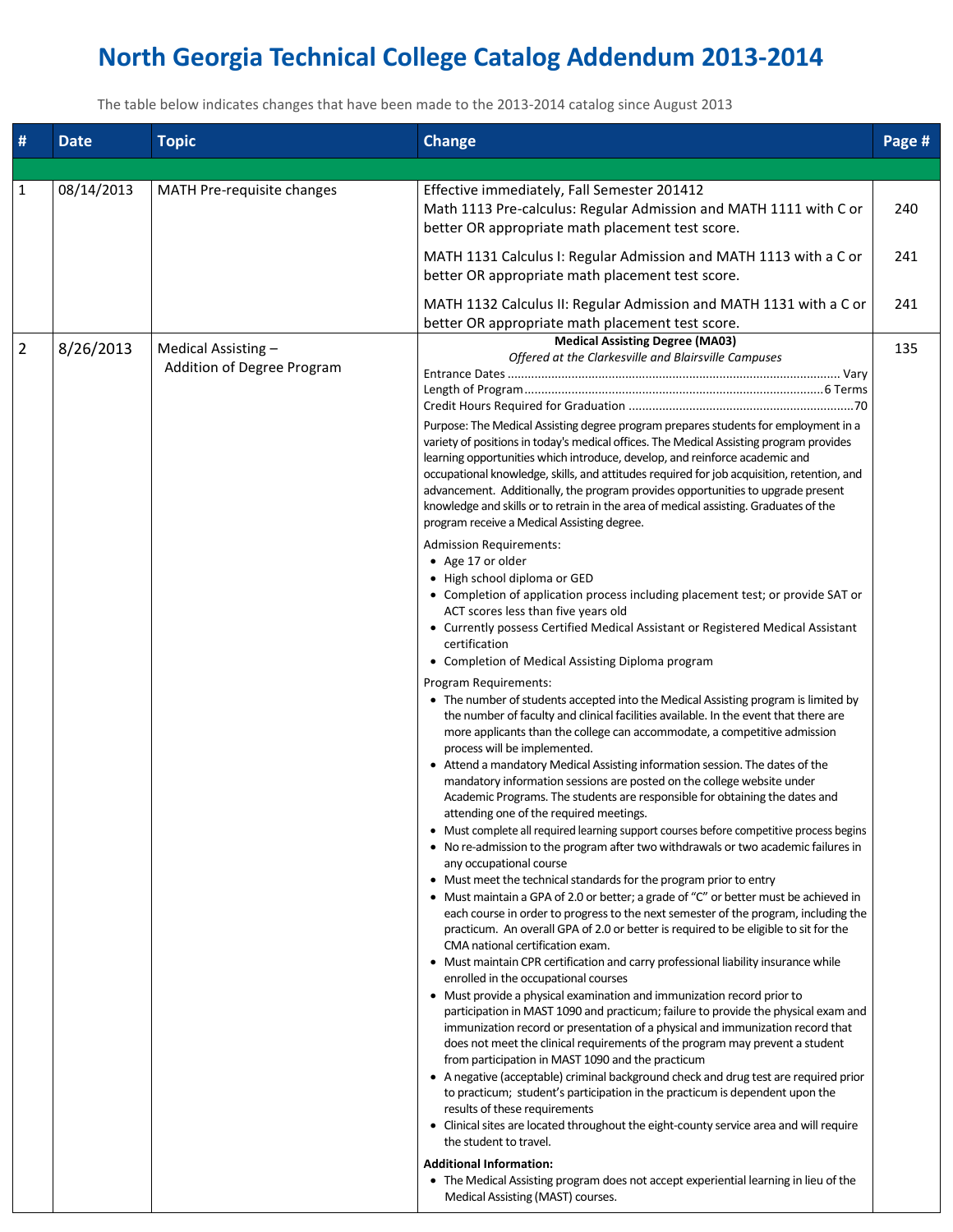# North Georgia Technical College Catalog Addendum 2013-2014

The table below indicates changes that have been made to the 2013-2014 catalog since August 2013

| # | Date | Topic | Change | Page # |
|---|---|---|---|---|
| 1 | 08/14/2013 | MATH Pre-requisite changes | Effective immediately, Fall Semester 201412<br>Math 1113 Pre-calculus: Regular Admission and MATH 1111 with C or better OR appropriate math placement test score. | 240 |
| | | | MATH 1131 Calculus I: Regular Admission and MATH 1113 with a C or better OR appropriate math placement test score. | 241 |
| | | | MATH 1132 Calculus II: Regular Admission and MATH 1131 with a C or better OR appropriate math placement test score. | 241 |
| 2 | 8/26/2013 | Medical Assisting – Addition of Degree Program | **Medical Assisting Degree (MA03)**<br>*Offered at the Clarkesville and Blairsville Campuses*<br>Entrance Dates .......... Vary<br>Length of Program .......... 6 Terms<br>Credit Hours Required for Graduation .......... 70<br><br>Purpose: The Medical Assisting degree program prepares students for employment in a variety of positions in today's medical offices. The Medical Assisting program provides learning opportunities which introduce, develop, and reinforce academic and occupational knowledge, skills, and attitudes required for job acquisition, retention, and advancement. Additionally, the program provides opportunities to upgrade present knowledge and skills or to retrain in the area of medical assisting. Graduates of the program receive a Medical Assisting degree.<br><br>Admission Requirements:<br>• Age 17 or older<br>• High school diploma or GED<br>• Completion of application process including placement test; or provide SAT or ACT scores less than five years old<br>• Currently possess Certified Medical Assistant or Registered Medical Assistant certification<br>• Completion of Medical Assisting Diploma program<br><br>Program Requirements:<br>• The number of students accepted into the Medical Assisting program is limited by the number of faculty and clinical facilities available. In the event that there are more applicants than the college can accommodate, a competitive admission process will be implemented.<br>• Attend a mandatory Medical Assisting information session. The dates of the mandatory information sessions are posted on the college website under Academic Programs. The students are responsible for obtaining the dates and attending one of the required meetings.<br>• Must complete all required learning support courses before competitive process begins<br>• No re-admission to the program after two withdrawals or two academic failures in any occupational course<br>• Must meet the technical standards for the program prior to entry<br>• Must maintain a GPA of 2.0 or better; a grade of "C" or better must be achieved in each course in order to progress to the next semester of the program, including the practicum. An overall GPA of 2.0 or better is required to be eligible to sit for the CMA national certification exam.<br>• Must maintain CPR certification and carry professional liability insurance while enrolled in the occupational courses<br>• Must provide a physical examination and immunization record prior to participation in MAST 1090 and practicum; failure to provide the physical exam and immunization record or presentation of a physical and immunization record that does not meet the clinical requirements of the program may prevent a student from participation in MAST 1090 and the practicum<br>• A negative (acceptable) criminal background check and drug test are required prior to practicum; student's participation in the practicum is dependent upon the results of these requirements<br>• Clinical sites are located throughout the eight-county service area and will require the student to travel.<br><br>**Additional Information:**<br>• The Medical Assisting program does not accept experiential learning in lieu of the Medical Assisting (MAST) courses. | 135 |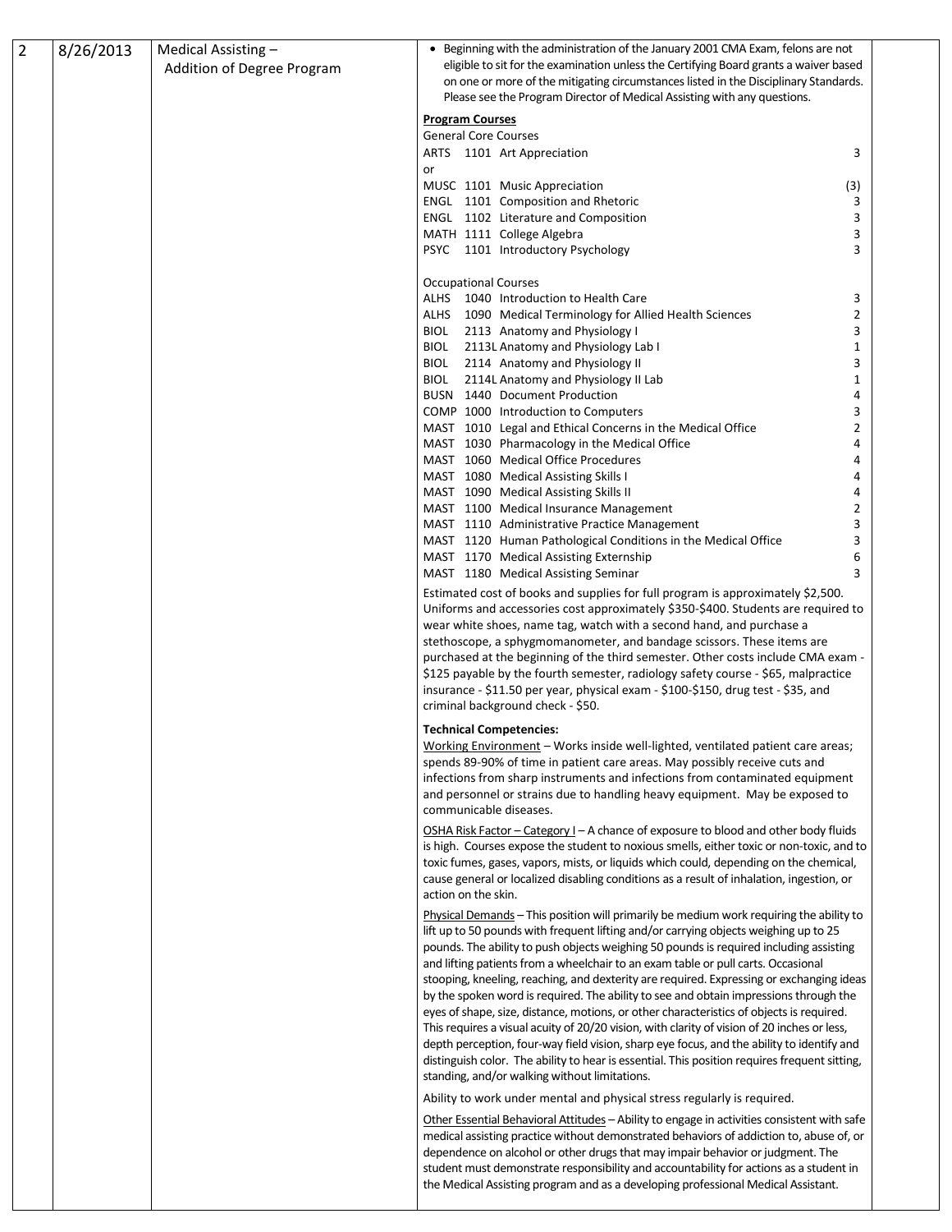| 2 | 8/26/2013 | Medical Assisting – Addition of Degree Program | | |
|---|---|---|---|---|

- Beginning with the administration of the January 2001 CMA Exam, felons are not eligible to sit for the examination unless the Certifying Board grants a waiver based on one or more of the mitigating circumstances listed in the Disciplinary Standards. Please see the Program Director of Medical Assisting with any questions.

**Program Courses**

General Core Courses

| Course | Title | Credits |
|---|---|---|
| ARTS 1101 | Art Appreciation | 3 |
| or | | |
| MUSC 1101 | Music Appreciation | (3) |
| ENGL 1101 | Composition and Rhetoric | 3 |
| ENGL 1102 | Literature and Composition | 3 |
| MATH 1111 | College Algebra | 3 |
| PSYC 1101 | Introductory Psychology | 3 |

Occupational Courses

| Course | Title | Credits |
|---|---|---|
| ALHS 1040 | Introduction to Health Care | 3 |
| ALHS 1090 | Medical Terminology for Allied Health Sciences | 2 |
| BIOL 2113 | Anatomy and Physiology I | 3 |
| BIOL 2113L | Anatomy and Physiology Lab I | 1 |
| BIOL 2114 | Anatomy and Physiology II | 3 |
| BIOL 2114L | Anatomy and Physiology II Lab | 1 |
| BUSN 1440 | Document Production | 4 |
| COMP 1000 | Introduction to Computers | 3 |
| MAST 1010 | Legal and Ethical Concerns in the Medical Office | 2 |
| MAST 1030 | Pharmacology in the Medical Office | 4 |
| MAST 1060 | Medical Office Procedures | 4 |
| MAST 1080 | Medical Assisting Skills I | 4 |
| MAST 1090 | Medical Assisting Skills II | 4 |
| MAST 1100 | Medical Insurance Management | 2 |
| MAST 1110 | Administrative Practice Management | 3 |
| MAST 1120 | Human Pathological Conditions in the Medical Office | 3 |
| MAST 1170 | Medical Assisting Externship | 6 |
| MAST 1180 | Medical Assisting Seminar | 3 |

Estimated cost of books and supplies for full program is approximately $2,500. Uniforms and accessories cost approximately $350-$400. Students are required to wear white shoes, name tag, watch with a second hand, and purchase a stethoscope, a sphygmomanometer, and bandage scissors. These items are purchased at the beginning of the third semester. Other costs include CMA exam - $125 payable by the fourth semester, radiology safety course - $65, malpractice insurance - $11.50 per year, physical exam - $100-$150, drug test - $35, and criminal background check - $50.

**Technical Competencies:**

Working Environment – Works inside well-lighted, ventilated patient care areas; spends 89-90% of time in patient care areas. May possibly receive cuts and infections from sharp instruments and infections from contaminated equipment and personnel or strains due to handling heavy equipment. May be exposed to communicable diseases.

OSHA Risk Factor – Category I – A chance of exposure to blood and other body fluids is high. Courses expose the student to noxious smells, either toxic or non-toxic, and to toxic fumes, gases, vapors, mists, or liquids which could, depending on the chemical, cause general or localized disabling conditions as a result of inhalation, ingestion, or action on the skin.

Physical Demands – This position will primarily be medium work requiring the ability to lift up to 50 pounds with frequent lifting and/or carrying objects weighing up to 25 pounds. The ability to push objects weighing 50 pounds is required including assisting and lifting patients from a wheelchair to an exam table or pull carts. Occasional stooping, kneeling, reaching, and dexterity are required. Expressing or exchanging ideas by the spoken word is required. The ability to see and obtain impressions through the eyes of shape, size, distance, motions, or other characteristics of objects is required. This requires a visual acuity of 20/20 vision, with clarity of vision of 20 inches or less, depth perception, four-way field vision, sharp eye focus, and the ability to identify and distinguish color. The ability to hear is essential. This position requires frequent sitting, standing, and/or walking without limitations.

Ability to work under mental and physical stress regularly is required.

Other Essential Behavioral Attitudes – Ability to engage in activities consistent with safe medical assisting practice without demonstrated behaviors of addiction to, abuse of, or dependence on alcohol or other drugs that may impair behavior or judgment. The student must demonstrate responsibility and accountability for actions as a student in the Medical Assisting program and as a developing professional Medical Assistant.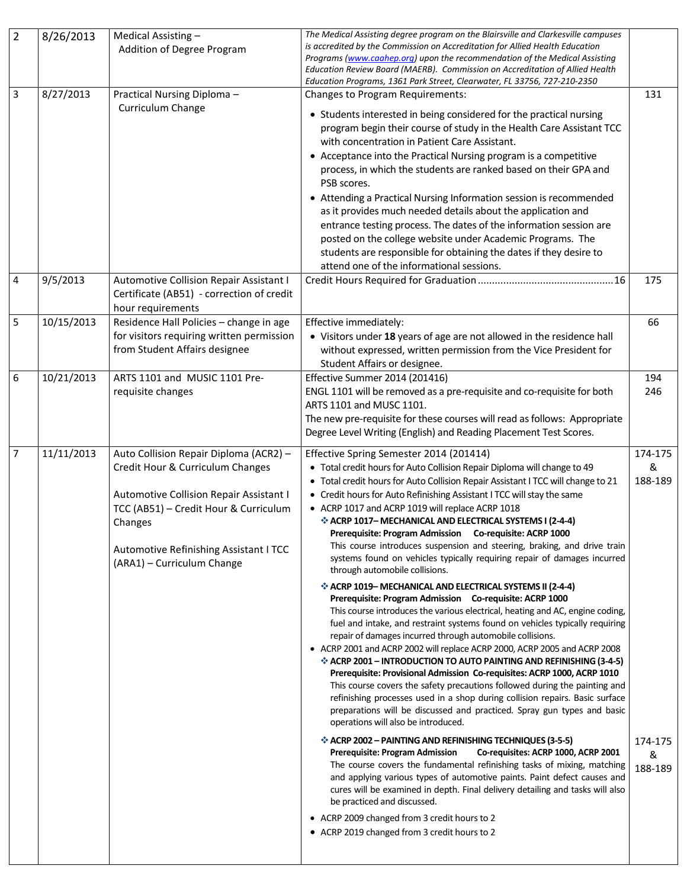| 2 | 8/26/2013 | Medical Assisting – Addition of Degree Program | *The Medical Assisting degree program on the Blairsville and Clarkesville campuses is accredited by the Commission on Accreditation for Allied Health Education Programs ([www.caahep.org](http://www.caahep.org)) upon the recommendation of the Medical Assisting Education Review Board (MAERB). Commission on Accreditation of Allied Health Education Programs, 1361 Park Street, Clearwater, FL 33756, 727-210-2350* | |
|---|---|---|---|---|
| 3 | 8/27/2013 | Practical Nursing Diploma – Curriculum Change | Changes to Program Requirements:<br>• Students interested in being considered for the practical nursing program begin their course of study in the Health Care Assistant TCC with concentration in Patient Care Assistant.<br>• Acceptance into the Practical Nursing program is a competitive process, in which the students are ranked based on their GPA and PSB scores.<br>• Attending a Practical Nursing Information session is recommended as it provides much needed details about the application and entrance testing process. The dates of the information session are posted on the college website under Academic Programs. The students are responsible for obtaining the dates if they desire to attend one of the informational sessions. | 131 |
| 4 | 9/5/2013 | Automotive Collision Repair Assistant I Certificate (AB51) - correction of credit hour requirements | Credit Hours Required for Graduation ............................................16 | 175 |
| 5 | 10/15/2013 | Residence Hall Policies – change in age for visitors requiring written permission from Student Affairs designee | Effective immediately:<br>• Visitors under **18** years of age are not allowed in the residence hall without expressed, written permission from the Vice President for Student Affairs or designee. | 66 |
| 6 | 10/21/2013 | ARTS 1101 and MUSIC 1101 Pre-requisite changes | Effective Summer 2014 (201416)<br>ENGL 1101 will be removed as a pre-requisite and co-requisite for both ARTS 1101 and MUSC 1101.<br>The new pre-requisite for these courses will read as follows: Appropriate Degree Level Writing (English) and Reading Placement Test Scores. | 194<br>246 |
| 7 | 11/11/2013 | Auto Collision Repair Diploma (ACR2) – Credit Hour & Curriculum Changes<br><br>Automotive Collision Repair Assistant I TCC (AB51) – Credit Hour & Curriculum Changes<br><br>Automotive Refinishing Assistant I TCC (ARA1) – Curriculum Change | Effective Spring Semester 2014 (201414)<br>• Total credit hours for Auto Collision Repair Diploma will change to 49<br>• Total credit hours for Auto Collision Repair Assistant I TCC will change to 21<br>• Credit hours for Auto Refinishing Assistant I TCC will stay the same<br>• ACRP 1017 and ACRP 1019 will replace ACRP 1018<br>❖ **ACRP 1017– MECHANICAL AND ELECTRICAL SYSTEMS I (2-4-4)**<br>**Prerequisite: Program Admission Co-requisite: ACRP 1000**<br>This course introduces suspension and steering, braking, and drive train systems found on vehicles typically requiring repair of damages incurred through automobile collisions.<br>❖ **ACRP 1019– MECHANICAL AND ELECTRICAL SYSTEMS II (2-4-4)**<br>**Prerequisite: Program Admission Co-requisite: ACRP 1000**<br>This course introduces the various electrical, heating and AC, engine coding, fuel and intake, and restraint systems found on vehicles typically requiring repair of damages incurred through automobile collisions.<br>• ACRP 2001 and ACRP 2002 will replace ACRP 2000, ACRP 2005 and ACRP 2008<br>❖ **ACRP 2001 – INTRODUCTION TO AUTO PAINTING AND REFINISHING (3-4-5)**<br>**Prerequisite: Provisional Admission Co-requisites: ACRP 1000, ACRP 1010**<br>This course covers the safety precautions followed during the painting and refinishing processes used in a shop during collision repairs. Basic surface preparations will be discussed and practiced. Spray gun types and basic operations will also be introduced.<br>❖ **ACRP 2002 – PAINTING AND REFINISHING TECHNIQUES (3-5-5)**<br>**Prerequisite: Program Admission Co-requisites: ACRP 1000, ACRP 2001**<br>The course covers the fundamental refinishing tasks of mixing, matching and applying various types of automotive paints. Paint defect causes and cures will be examined in depth. Final delivery detailing and tasks will also be practiced and discussed.<br>• ACRP 2009 changed from 3 credit hours to 2<br>• ACRP 2019 changed from 3 credit hours to 2 | 174-175 & 188-189<br><br>174-175 & 188-189 |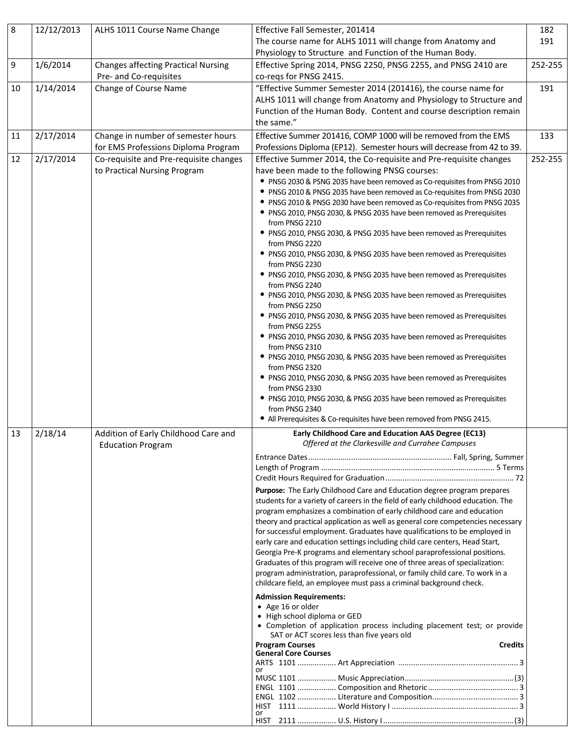| | | | | |
|---|---|---|---|---|
| 8 | 12/12/2013 | ALHS 1011 Course Name Change | Effective Fall Semester, 201414<br>The course name for ALHS 1011 will change from Anatomy and Physiology to Structure and Function of the Human Body. | 182<br>191 |
| 9 | 1/6/2014 | Changes affecting Practical Nursing Pre- and Co-requisites | Effective Spring 2014, PNSG 2250, PNSG 2255, and PNSG 2410 are co-reqs for PNSG 2415. | 252-255 |
| 10 | 1/14/2014 | Change of Course Name | "Effective Summer Semester 2014 (201416), the course name for ALHS 1011 will change from Anatomy and Physiology to Structure and Function of the Human Body. Content and course description remain the same." | 191 |
| 11 | 2/17/2014 | Change in number of semester hours for EMS Professions Diploma Program | Effective Summer 201416, COMP 1000 will be removed from the EMS Professions Diploma (EP12). Semester hours will decrease from 42 to 39. | 133 |
| 12 | 2/17/2014 | Co-requisite and Pre-requisite changes to Practical Nursing Program | Effective Summer 2014, the Co-requisite and Pre-requisite changes have been made to the following PNSG courses:<br>• PNSG 2030 & PSNG 2035 have been removed as Co-requisites from PNSG 2010<br>• PNSG 2010 & PNSG 2035 have been removed as Co-requisites from PNSG 2030<br>• PNSG 2010 & PNSG 2030 have been removed as Co-requisites from PNSG 2035<br>• PNSG 2010, PNSG 2030, & PNSG 2035 have been removed as Prerequisites from PNSG 2210<br>• PNSG 2010, PNSG 2030, & PNSG 2035 have been removed as Prerequisites from PNSG 2220<br>• PNSG 2010, PNSG 2030, & PNSG 2035 have been removed as Prerequisites from PNSG 2230<br>• PNSG 2010, PNSG 2030, & PNSG 2035 have been removed as Prerequisites from PNSG 2240<br>• PNSG 2010, PNSG 2030, & PNSG 2035 have been removed as Prerequisites from PNSG 2250<br>• PNSG 2010, PNSG 2030, & PNSG 2035 have been removed as Prerequisites from PNSG 2255<br>• PNSG 2010, PNSG 2030, & PNSG 2035 have been removed as Prerequisites from PNSG 2310<br>• PNSG 2010, PNSG 2030, & PNSG 2035 have been removed as Prerequisites from PNSG 2320<br>• PNSG 2010, PNSG 2030, & PNSG 2035 have been removed as Prerequisites from PNSG 2330<br>• PNSG 2010, PNSG 2030, & PNSG 2035 have been removed as Prerequisites from PNSG 2340<br>• All Prerequisites & Co-requisites have been removed from PNSG 2415. | 252-255 |
| 13 | 2/18/14 | Addition of Early Childhood Care and Education Program | **Early Childhood Care and Education AAS Degree (EC13)**<br>*Offered at the Clarkesville and Currahee Campuses*<br><br>Entrance Dates .......... Fall, Spring, Summer<br>Length of Program .......... 5 Terms<br>Credit Hours Required for Graduation .......... 72<br><br>**Purpose:** The Early Childhood Care and Education degree program prepares students for a variety of careers in the field of early childhood education. The program emphasizes a combination of early childhood care and education theory and practical application as well as general core competencies necessary for successful employment. Graduates have qualifications to be employed in early care and education settings including child care centers, Head Start, Georgia Pre-K programs and elementary school paraprofessional positions. Graduates of this program will receive one of three areas of specialization: program administration, paraprofessional, or family child care. To work in a childcare field, an employee must pass a criminal background check.<br><br>**Admission Requirements:**<br>• Age 16 or older<br>• High school diploma or GED<br>• Completion of application process including placement test; or provide SAT or ACT scores less than five years old<br><br>**Program Courses** **Credits**<br>**General Core Courses**<br>ARTS 1101 .......... Art Appreciation .......... 3<br>or<br>MUSC 1101 .......... Music Appreciation .......... (3)<br>ENGL 1101 .......... Composition and Rhetoric .......... 3<br>ENGL 1102 .......... Literature and Composition .......... 3<br>HIST 1111 .......... World History I .......... 3<br>or<br>HIST 2111 .......... U.S. History I .......... (3) | |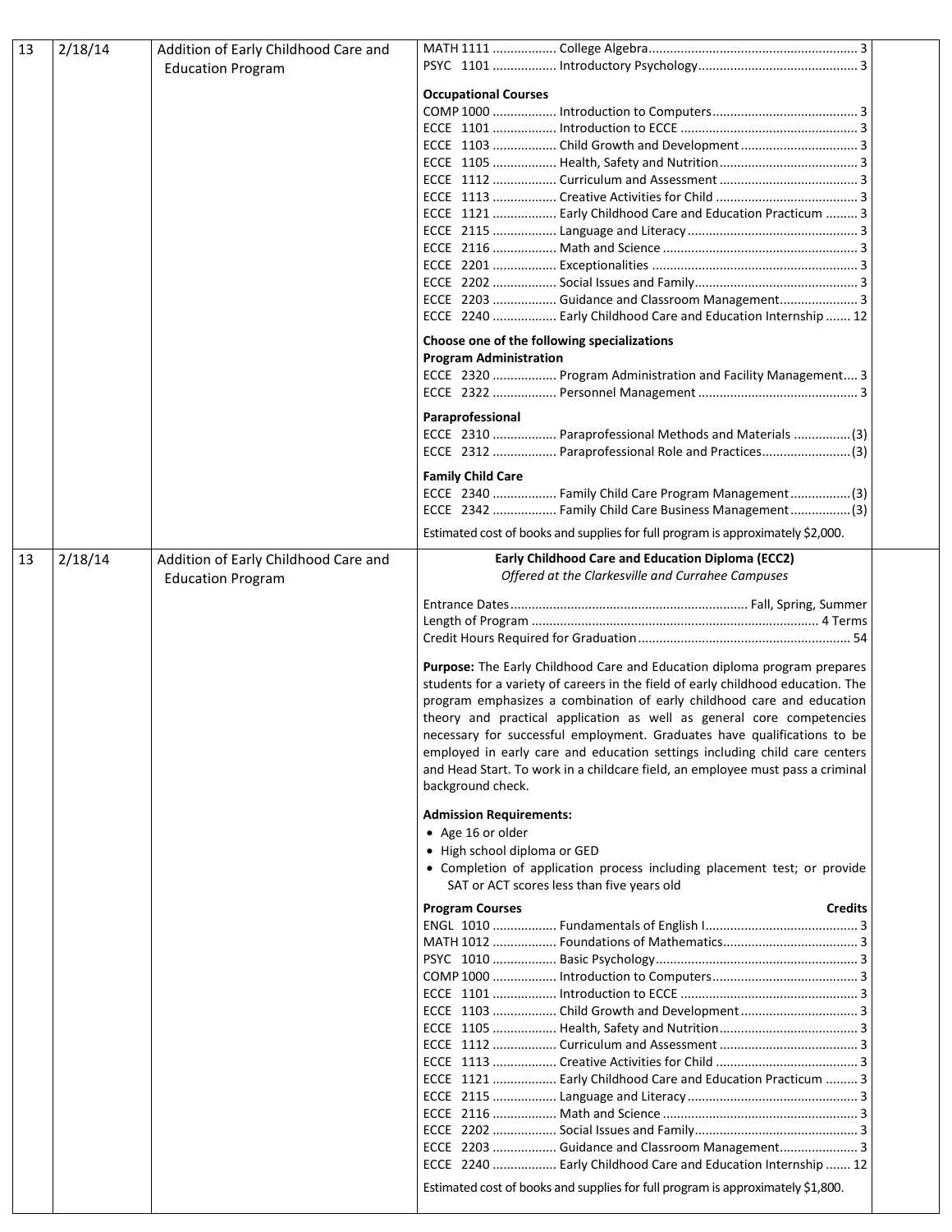| | | | | |
|---|---|---|---|---|
| 13 | 2/18/14 | Addition of Early Childhood Care and Education Program | MATH 1111 .................. College Algebra .......................................... 3<br>PSYC 1101 .................. Introductory Psychology ............................... 3<br><br>**Occupational Courses**<br>COMP 1000 .................. Introduction to Computers ............................ 3<br>ECCE 1101 .................. Introduction to ECCE ...................................... 3<br>ECCE 1103 .................. Child Growth and Development ..................... 3<br>ECCE 1105 .................. Health, Safety and Nutrition ........................... 3<br>ECCE 1112 .................. Curriculum and Assessment ........................... 3<br>ECCE 1113 .................. Creative Activities for Child ............................ 3<br>ECCE 1121 .................. Early Childhood Care and Education Practicum ......... 3<br>ECCE 2115 .................. Language and Literacy ................................... 3<br>ECCE 2116 .................. Math and Science .......................................... 3<br>ECCE 2201 .................. Exceptionalities ............................................. 3<br>ECCE 2202 .................. Social Issues and Family ................................. 3<br>ECCE 2203 .................. Guidance and Classroom Management ............. 3<br>ECCE 2240 .................. Early Childhood Care and Education Internship ....... 12<br><br>**Choose one of the following specializations**<br>**Program Administration**<br>ECCE 2320 .................. Program Administration and Facility Management .... 3<br>ECCE 2322 .................. Personnel Management ................................... 3<br><br>**Paraprofessional**<br>ECCE 2310 .................. Paraprofessional Methods and Materials ...............(3)<br>ECCE 2312 .................. Paraprofessional Role and Practices ....................(3)<br><br>**Family Child Care**<br>ECCE 2340 .................. Family Child Care Program Management ................(3)<br>ECCE 2342 .................. Family Child Care Business Management ................(3)<br><br>Estimated cost of books and supplies for full program is approximately $2,000. | |
| 13 | 2/18/14 | Addition of Early Childhood Care and Education Program | **Early Childhood Care and Education Diploma (ECC2)**<br>*Offered at the Clarkesville and Currahee Campuses*<br><br>Entrance Dates .................................................... Fall, Spring, Summer<br>Length of Program .................................................... 4 Terms<br>Credit Hours Required for Graduation ........................................ 54<br><br>**Purpose:** The Early Childhood Care and Education diploma program prepares students for a variety of careers in the field of early childhood education. The program emphasizes a combination of early childhood care and education theory and practical application as well as general core competencies necessary for successful employment. Graduates have qualifications to be employed in early care and education settings including child care centers and Head Start. To work in a childcare field, an employee must pass a criminal background check.<br><br>**Admission Requirements:**<br>• Age 16 or older<br>• High school diploma or GED<br>• Completion of application process including placement test; or provide SAT or ACT scores less than five years old<br><br>**Program Courses** **Credits**<br>ENGL 1010 .................. Fundamentals of English I .............................. 3<br>MATH 1012 .................. Foundations of Mathematics ............................ 3<br>PSYC 1010 .................. Basic Psychology ........................................... 3<br>COMP 1000 .................. Introduction to Computers ............................ 3<br>ECCE 1101 .................. Introduction to ECCE ...................................... 3<br>ECCE 1103 .................. Child Growth and Development ..................... 3<br>ECCE 1105 .................. Health, Safety and Nutrition ........................... 3<br>ECCE 1112 .................. Curriculum and Assessment ........................... 3<br>ECCE 1113 .................. Creative Activities for Child ............................ 3<br>ECCE 1121 .................. Early Childhood Care and Education Practicum ......... 3<br>ECCE 2115 .................. Language and Literacy ................................... 3<br>ECCE 2116 .................. Math and Science .......................................... 3<br>ECCE 2202 .................. Social Issues and Family ................................. 3<br>ECCE 2203 .................. Guidance and Classroom Management ............. 3<br>ECCE 2240 .................. Early Childhood Care and Education Internship ....... 12<br><br>Estimated cost of books and supplies for full program is approximately $1,800. | |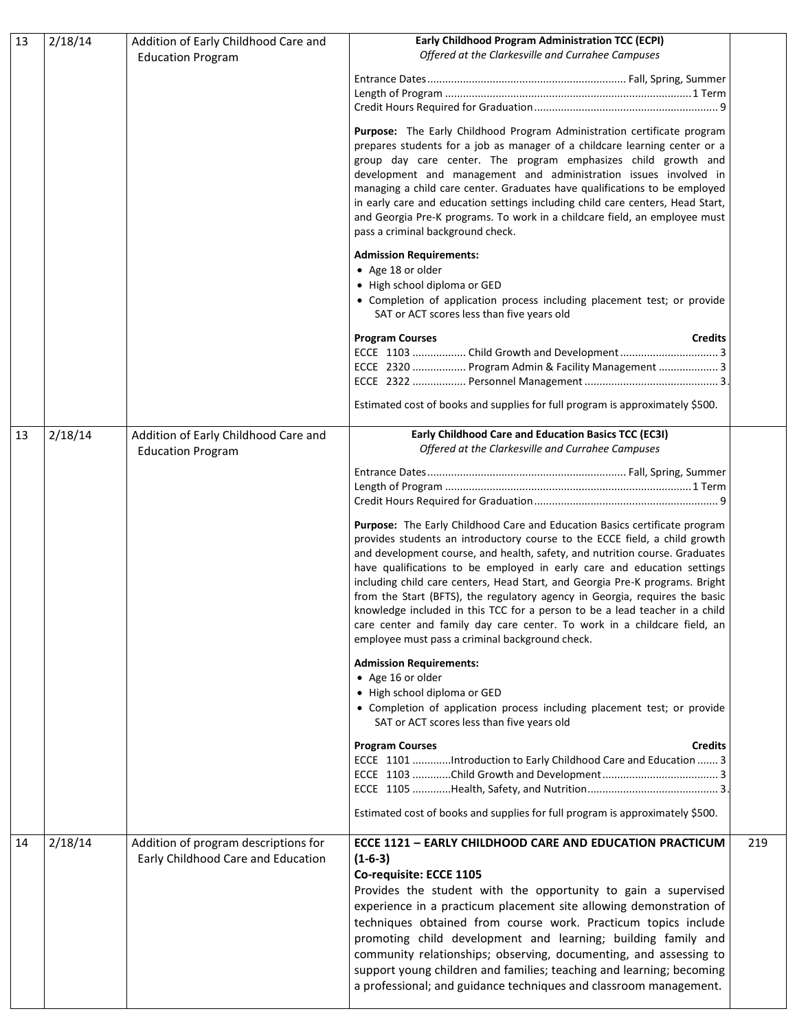| | | | | |
|---|---|---|---|---|
| 13 | 2/18/14 | Addition of Early Childhood Care and Education Program | **Early Childhood Program Administration TCC (ECPI)**<br>*Offered at the Clarkesville and Currahee Campuses*<br><br>Entrance Dates .......... Fall, Spring, Summer<br>Length of Program .......... 1 Term<br>Credit Hours Required for Graduation .......... 9<br><br>**Purpose:** The Early Childhood Program Administration certificate program prepares students for a job as manager of a childcare learning center or a group day care center. The program emphasizes child growth and development and management and administration issues involved in managing a child care center. Graduates have qualifications to be employed in early care and education settings including child care centers, Head Start, and Georgia Pre-K programs. To work in a childcare field, an employee must pass a criminal background check.<br><br>**Admission Requirements:**<br>• Age 18 or older<br>• High school diploma or GED<br>• Completion of application process including placement test; or provide SAT or ACT scores less than five years old<br><br>**Program Courses** — **Credits**<br>ECCE 1103 .......... Child Growth and Development .......... 3<br>ECCE 2320 .......... Program Admin & Facility Management .......... 3<br>ECCE 2322 .......... Personnel Management .......... 3<br><br>Estimated cost of books and supplies for full program is approximately $500. | |
| 13 | 2/18/14 | Addition of Early Childhood Care and Education Program | **Early Childhood Care and Education Basics TCC (EC3I)**<br>*Offered at the Clarkesville and Currahee Campuses*<br><br>Entrance Dates .......... Fall, Spring, Summer<br>Length of Program .......... 1 Term<br>Credit Hours Required for Graduation .......... 9<br><br>**Purpose:** The Early Childhood Care and Education Basics certificate program provides students an introductory course to the ECCE field, a child growth and development course, and health, safety, and nutrition course. Graduates have qualifications to be employed in early care and education settings including child care centers, Head Start, and Georgia Pre-K programs. Bright from the Start (BFTS), the regulatory agency in Georgia, requires the basic knowledge included in this TCC for a person to be a lead teacher in a child care center and family day care center. To work in a childcare field, an employee must pass a criminal background check.<br><br>**Admission Requirements:**<br>• Age 16 or older<br>• High school diploma or GED<br>• Completion of application process including placement test; or provide SAT or ACT scores less than five years old<br><br>**Program Courses** — **Credits**<br>ECCE 1101 .......... Introduction to Early Childhood Care and Education .......... 3<br>ECCE 1103 .......... Child Growth and Development .......... 3<br>ECCE 1105 .......... Health, Safety, and Nutrition .......... 3<br><br>Estimated cost of books and supplies for full program is approximately $500. | |
| 14 | 2/18/14 | Addition of program descriptions for Early Childhood Care and Education | **ECCE 1121 – EARLY CHILDHOOD CARE AND EDUCATION PRACTICUM (1-6-3)**<br>**Co-requisite: ECCE 1105**<br>Provides the student with the opportunity to gain a supervised experience in a practicum placement site allowing demonstration of techniques obtained from course work. Practicum topics include promoting child development and learning; building family and community relationships; observing, documenting, and assessing to support young children and families; teaching and learning; becoming a professional; and guidance techniques and classroom management. | 219 |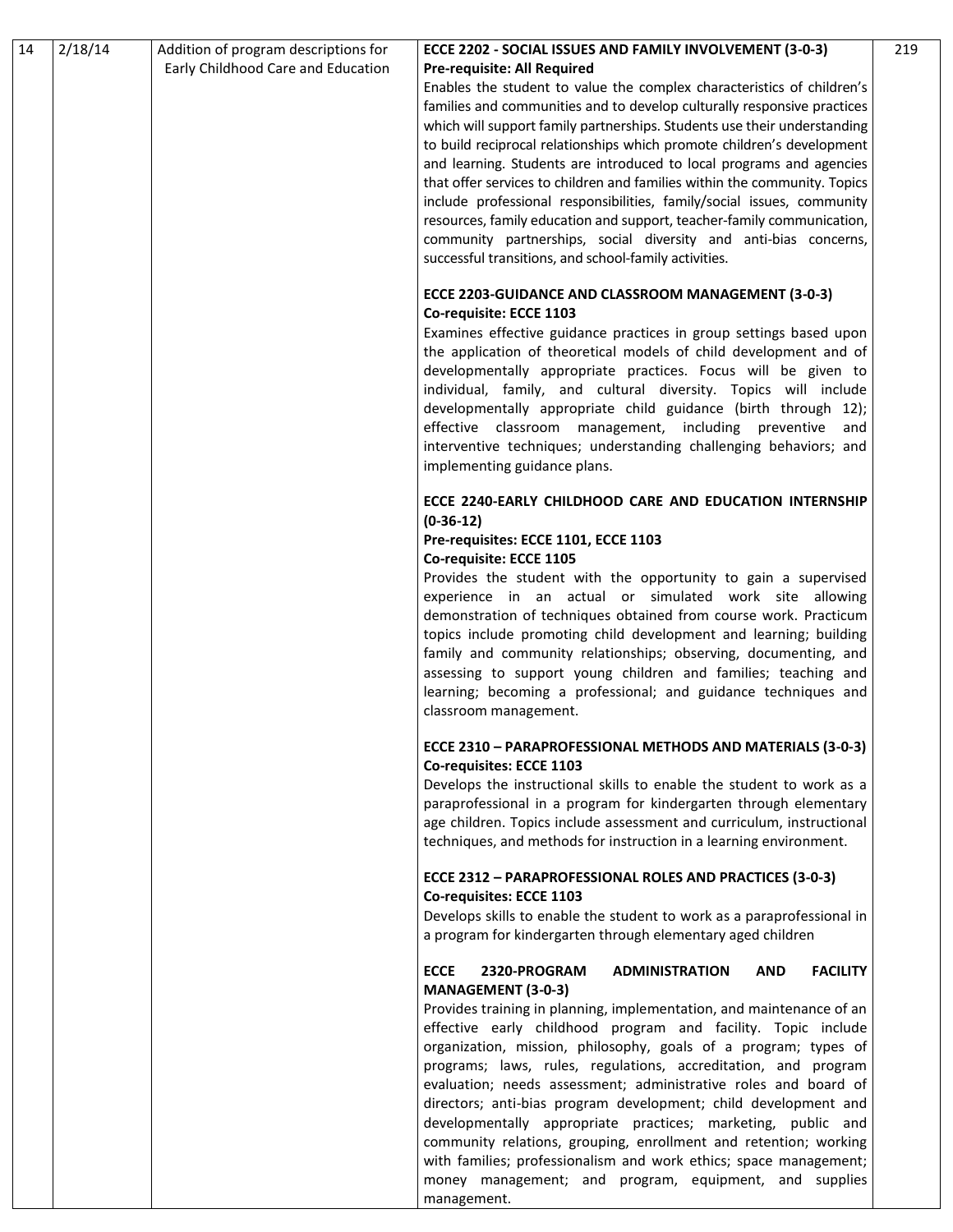| | | | | |
|---|---|---|---|---|
| 14 | 2/18/14 | Addition of program descriptions for Early Childhood Care and Education | **ECCE 2202 - SOCIAL ISSUES AND FAMILY INVOLVEMENT (3-0-3)**<br>**Pre-requisite: All Required**<br>Enables the student to value the complex characteristics of children's families and communities and to develop culturally responsive practices which will support family partnerships. Students use their understanding to build reciprocal relationships which promote children's development and learning. Students are introduced to local programs and agencies that offer services to children and families within the community. Topics include professional responsibilities, family/social issues, community resources, family education and support, teacher-family communication, community partnerships, social diversity and anti-bias concerns, successful transitions, and school-family activities.<br><br>**ECCE 2203-GUIDANCE AND CLASSROOM MANAGEMENT (3-0-3)**<br>**Co-requisite: ECCE 1103**<br>Examines effective guidance practices in group settings based upon the application of theoretical models of child development and of developmentally appropriate practices. Focus will be given to individual, family, and cultural diversity. Topics will include developmentally appropriate child guidance (birth through 12); effective classroom management, including preventive and interventive techniques; understanding challenging behaviors; and implementing guidance plans.<br><br>**ECCE 2240-EARLY CHILDHOOD CARE AND EDUCATION INTERNSHIP (0-36-12)**<br>**Pre-requisites: ECCE 1101, ECCE 1103**<br>**Co-requisite: ECCE 1105**<br>Provides the student with the opportunity to gain a supervised experience in an actual or simulated work site allowing demonstration of techniques obtained from course work. Practicum topics include promoting child development and learning; building family and community relationships; observing, documenting, and assessing to support young children and families; teaching and learning; becoming a professional; and guidance techniques and classroom management.<br><br>**ECCE 2310 – PARAPROFESSIONAL METHODS AND MATERIALS (3-0-3)**<br>**Co-requisites: ECCE 1103**<br>Develops the instructional skills to enable the student to work as a paraprofessional in a program for kindergarten through elementary age children. Topics include assessment and curriculum, instructional techniques, and methods for instruction in a learning environment.<br><br>**ECCE 2312 – PARAPROFESSIONAL ROLES AND PRACTICES (3-0-3)**<br>**Co-requisites: ECCE 1103**<br>Develops skills to enable the student to work as a paraprofessional in a program for kindergarten through elementary aged children<br><br>**ECCE 2320-PROGRAM ADMINISTRATION AND FACILITY MANAGEMENT (3-0-3)**<br>Provides training in planning, implementation, and maintenance of an effective early childhood program and facility. Topic include organization, mission, philosophy, goals of a program; types of programs; laws, rules, regulations, accreditation, and program evaluation; needs assessment; administrative roles and board of directors; anti-bias program development; child development and developmentally appropriate practices; marketing, public and community relations, grouping, enrollment and retention; working with families; professionalism and work ethics; space management; money management; and program, equipment, and supplies management. | 219 |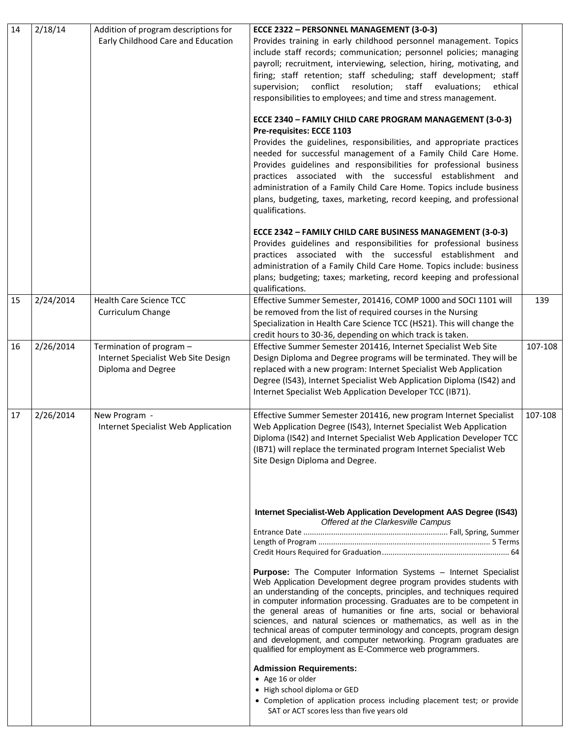| | | | | |
|---|---|---|---|---|
| 14 | 2/18/14 | Addition of program descriptions for Early Childhood Care and Education | **ECCE 2322 – PERSONNEL MANAGEMENT (3-0-3)**<br>Provides training in early childhood personnel management. Topics include staff records; communication; personnel policies; managing payroll; recruitment, interviewing, selection, hiring, motivating, and firing; staff retention; staff scheduling; staff development; staff supervision; conflict resolution; staff evaluations; ethical responsibilities to employees; and time and stress management.<br><br>**ECCE 2340 – FAMILY CHILD CARE PROGRAM MANAGEMENT (3-0-3)**<br>**Pre-requisites: ECCE 1103**<br>Provides the guidelines, responsibilities, and appropriate practices needed for successful management of a Family Child Care Home. Provides guidelines and responsibilities for professional business practices associated with the successful establishment and administration of a Family Child Care Home. Topics include business plans, budgeting, taxes, marketing, record keeping, and professional qualifications.<br><br>**ECCE 2342 – FAMILY CHILD CARE BUSINESS MANAGEMENT (3-0-3)**<br>Provides guidelines and responsibilities for professional business practices associated with the successful establishment and administration of a Family Child Care Home. Topics include: business plans; budgeting; taxes; marketing, record keeping and professional qualifications. | |
| 15 | 2/24/2014 | Health Care Science TCC Curriculum Change | Effective Summer Semester, 201416, COMP 1000 and SOCI 1101 will be removed from the list of required courses in the Nursing Specialization in Health Care Science TCC (HS21). This will change the credit hours to 30-36, depending on which track is taken. | 139 |
| 16 | 2/26/2014 | Termination of program – Internet Specialist Web Site Design Diploma and Degree | Effective Summer Semester 201416, Internet Specialist Web Site Design Diploma and Degree programs will be terminated. They will be replaced with a new program: Internet Specialist Web Application Degree (IS43), Internet Specialist Web Application Diploma (IS42) and Internet Specialist Web Application Developer TCC (IB71). | 107-108 |
| 17 | 2/26/2014 | New Program - Internet Specialist Web Application | Effective Summer Semester 201416, new program Internet Specialist Web Application Degree (IS43), Internet Specialist Web Application Diploma (IS42) and Internet Specialist Web Application Developer TCC (IB71) will replace the terminated program Internet Specialist Web Site Design Diploma and Degree.<br><br>**Internet Specialist-Web Application Development AAS Degree (IS43)**<br>*Offered at the Clarkesville Campus*<br>Entrance Date .......... Fall, Spring, Summer<br>Length of Program .......... 5 Terms<br>Credit Hours Required for Graduation .......... 64<br><br>**Purpose:** The Computer Information Systems – Internet Specialist Web Application Development degree program provides students with an understanding of the concepts, principles, and techniques required in computer information processing. Graduates are to be competent in the general areas of humanities or fine arts, social or behavioral sciences, and natural sciences or mathematics, as well as in the technical areas of computer terminology and concepts, program design and development, and computer networking. Program graduates are qualified for employment as E-Commerce web programmers.<br><br>**Admission Requirements:**<br>• Age 16 or older<br>• High school diploma or GED<br>• Completion of application process including placement test; or provide SAT or ACT scores less than five years old | 107-108 |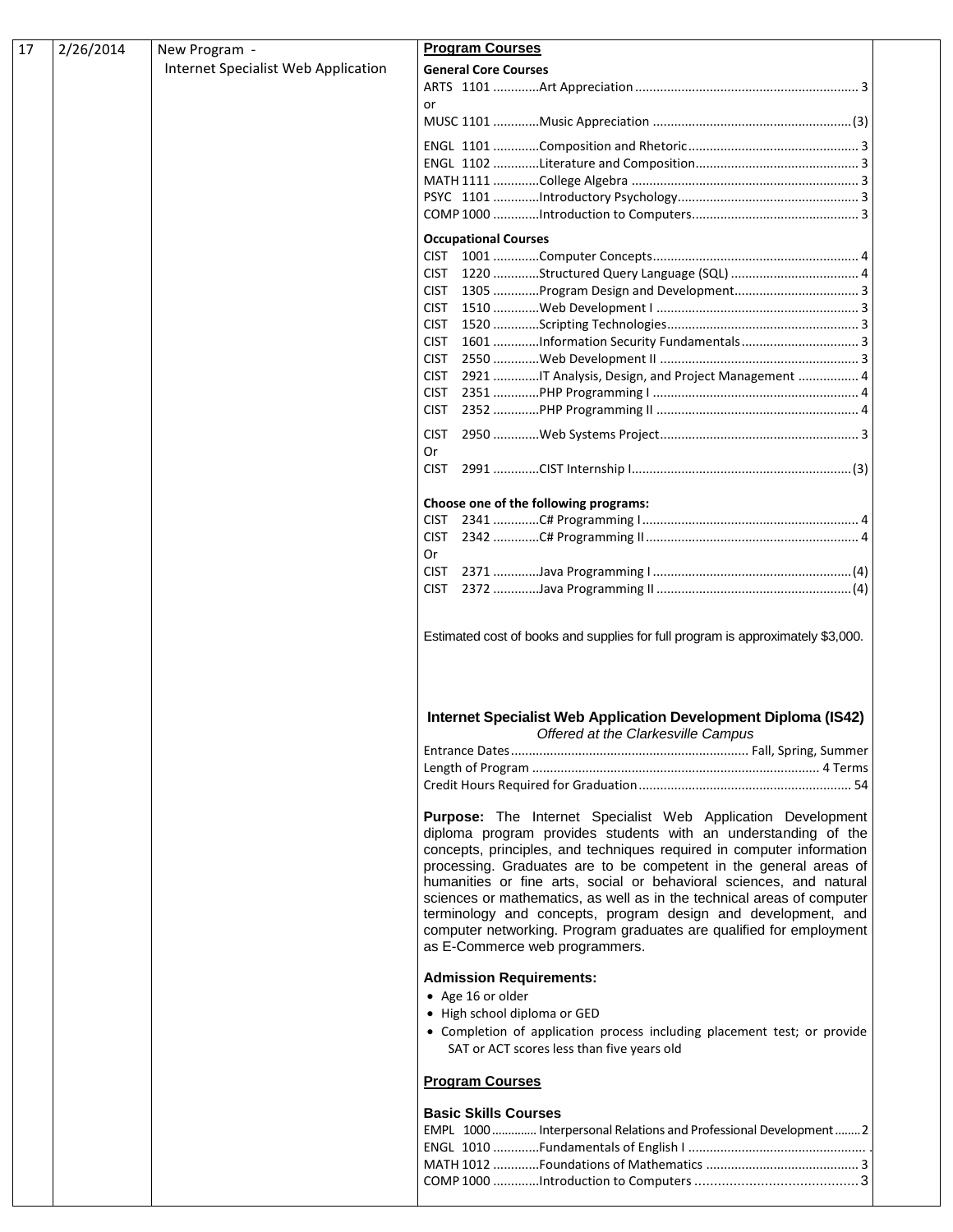| 17 | 2/26/2014 | New Program - Internet Specialist Web Application | **Program Courses** | |
|---|---|---|---|---|

**Program Courses**

**General Core Courses**

ARTS 1101 .............Art Appreciation .............................................................. 3
or
MUSC 1101 .............Music Appreciation .......................................................(3)

ENGL 1101 .............Composition and Rhetoric................................................ 3
ENGL 1102 .............Literature and Composition.............................................. 3
MATH 1111 .............College Algebra ................................................................ 3
PSYC 1101 .............Introductory Psychology................................................... 3
COMP 1000 .............Introduction to Computers............................................... 3

**Occupational Courses**

CIST 1001 .............Computer Concepts.......................................................... 4
CIST 1220 .............Structured Query Language (SQL) .................................... 4
CIST 1305 .............Program Design and Development................................... 3
CIST 1510 .............Web Development I ......................................................... 3
CIST 1520 .............Scripting Technologies...................................................... 3
CIST 1601 .............Information Security Fundamentals.................................. 3
CIST 2550 .............Web Development II ........................................................ 3
CIST 2921 .............IT Analysis, Design, and Project Management ................. 4
CIST 2351 .............PHP Programming I .......................................................... 4
CIST 2352 .............PHP Programming II ......................................................... 4

CIST 2950 .............Web Systems Project......................................................... 3
Or
CIST 2991 .............CIST Internship I..............................................................(3)

**Choose one of the following programs:**

CIST 2341 .............C# Programming I............................................................. 4
CIST 2342 .............C# Programming II............................................................ 4
Or
CIST 2371 .............Java Programming I .........................................................(4)
CIST 2372 .............Java Programming II .......................................................(4)

Estimated cost of books and supplies for full program is approximately $3,000.

### Internet Specialist Web Application Development Diploma (IS42)

*Offered at the Clarkesville Campus*

Entrance Dates.................................................................. Fall, Spring, Summer
Length of Program ................................................................................ 4 Terms
Credit Hours Required for Graduation........................................................... 54

**Purpose:** The Internet Specialist Web Application Development diploma program provides students with an understanding of the concepts, principles, and techniques required in computer information processing. Graduates are to be competent in the general areas of humanities or fine arts, social or behavioral sciences, and natural sciences or mathematics, as well as in the technical areas of computer terminology and concepts, program design and development, and computer networking. Program graduates are qualified for employment as E-Commerce web programmers.

**Admission Requirements:**

- Age 16 or older
- High school diploma or GED
- Completion of application process including placement test; or provide SAT or ACT scores less than five years old

**Program Courses**

**Basic Skills Courses**

EMPL 1000 ............. Interpersonal Relations and Professional Development........ 2
ENGL 1010 .............Fundamentals of English I ................................................. .
MATH 1012 .............Foundations of Mathematics .......................................... 3
COMP 1000 .............Introduction to Computers ........................................... 3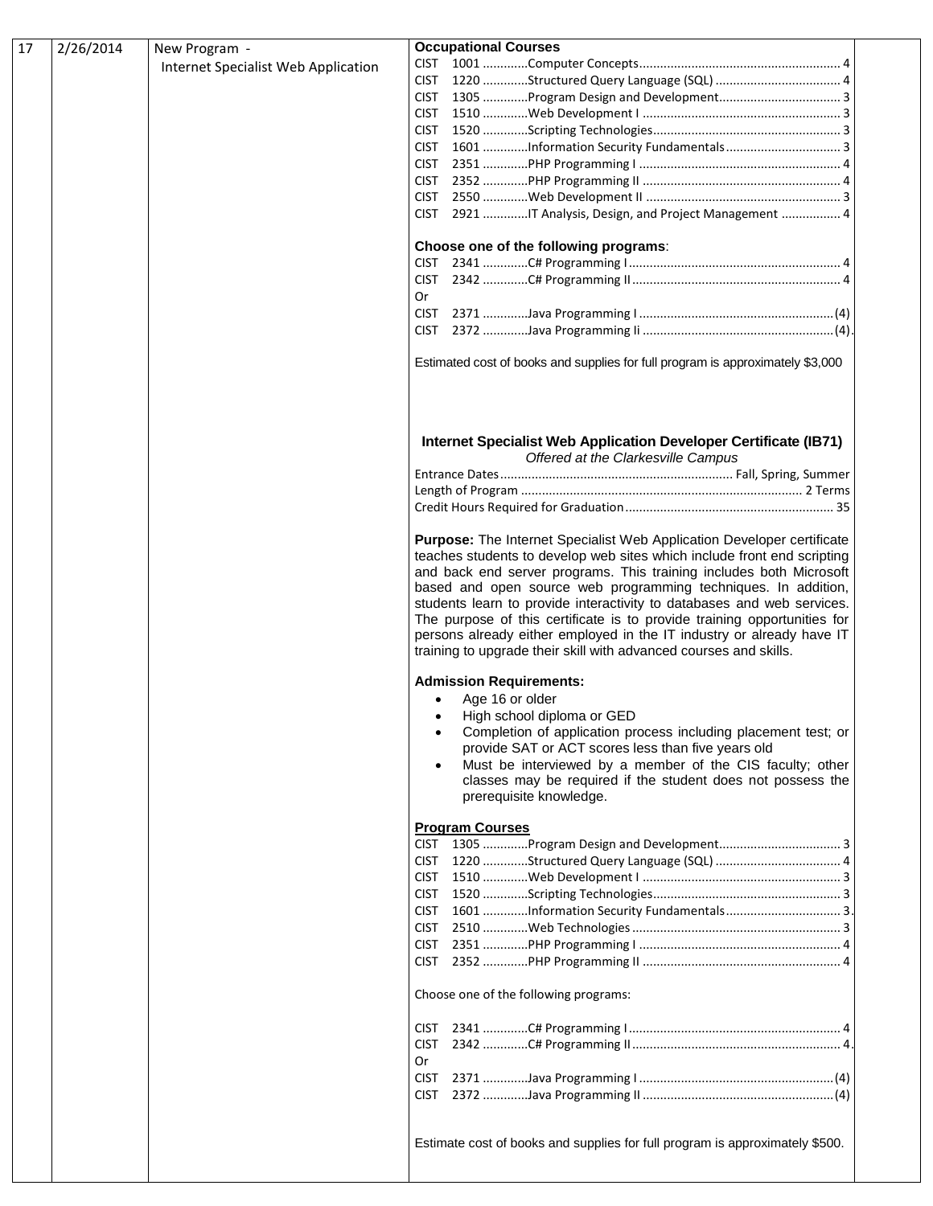| 17 | 2/26/2014 | New Program - Internet Specialist Web Application | **Occupational Courses**<br>CIST 1001 ............Computer Concepts .......................................................... 4<br>CIST 1220 ............Structured Query Language (SQL) ................................... 4<br>CIST 1305 ............Program Design and Development.................................. 3<br>CIST 1510 ............Web Development I ........................................................ 3<br>CIST 1520 ............Scripting Technologies..................................................... 3<br>CIST 1601 ............Information Security Fundamentals ................................ 3<br>CIST 2351 ............PHP Programming I .......................................................... 4<br>CIST 2352 ............PHP Programming II ........................................................ 4<br>CIST 2550 ............Web Development II ........................................................ 3<br>CIST 2921 ............IT Analysis, Design, and Project Management ................ 4<br><br>**Choose one of the following programs**:<br>CIST 2341 ............C# Programming I ............................................................ 4<br>CIST 2342 ............C# Programming II ........................................................... 4<br>Or<br>CIST 2371 ............Java Programming I .......................................................(4)<br>CIST 2372 ............Java Programming Ii ......................................................(4).<br><br>Estimated cost of books and supplies for full program is approximately $3,000<br><br>**Internet Specialist Web Application Developer Certificate (IB71)**<br>*Offered at the Clarkesville Campus*<br>Entrance Dates .................................................................. Fall, Spring, Summer<br>Length of Program ................................................................................ 2 Terms<br>Credit Hours Required for Graduation ........................................................... 35<br><br>**Purpose:** The Internet Specialist Web Application Developer certificate teaches students to develop web sites which include front end scripting and back end server programs. This training includes both Microsoft based and open source web programming techniques. In addition, students learn to provide interactivity to databases and web services. The purpose of this certificate is to provide training opportunities for persons already either employed in the IT industry or already have IT training to upgrade their skill with advanced courses and skills.<br><br>**Admission Requirements:**<br>• Age 16 or older<br>• High school diploma or GED<br>• Completion of application process including placement test; or provide SAT or ACT scores less than five years old<br>• Must be interviewed by a member of the CIS faculty; other classes may be required if the student does not possess the prerequisite knowledge.<br><br>**Program Courses**<br>CIST 1305 ............Program Design and Development.................................. 3<br>CIST 1220 ............Structured Query Language (SQL) ................................... 4<br>CIST 1510 ............Web Development I ........................................................ 3<br>CIST 1520 ............Scripting Technologies..................................................... 3<br>CIST 1601 ............Information Security Fundamentals ................................ 3.<br>CIST 2510 ............Web Technologies ........................................................... 3<br>CIST 2351 ............PHP Programming I .......................................................... 4<br>CIST 2352 ............PHP Programming II ........................................................ 4<br><br>Choose one of the following programs:<br><br>CIST 2341 ............C# Programming I ............................................................ 4<br>CIST 2342 ............C# Programming II ........................................................... 4.<br>Or<br>CIST 2371 ............Java Programming I .......................................................(4)<br>CIST 2372 ............Java Programming II ......................................................(4)<br><br>Estimate cost of books and supplies for full program is approximately $500. | |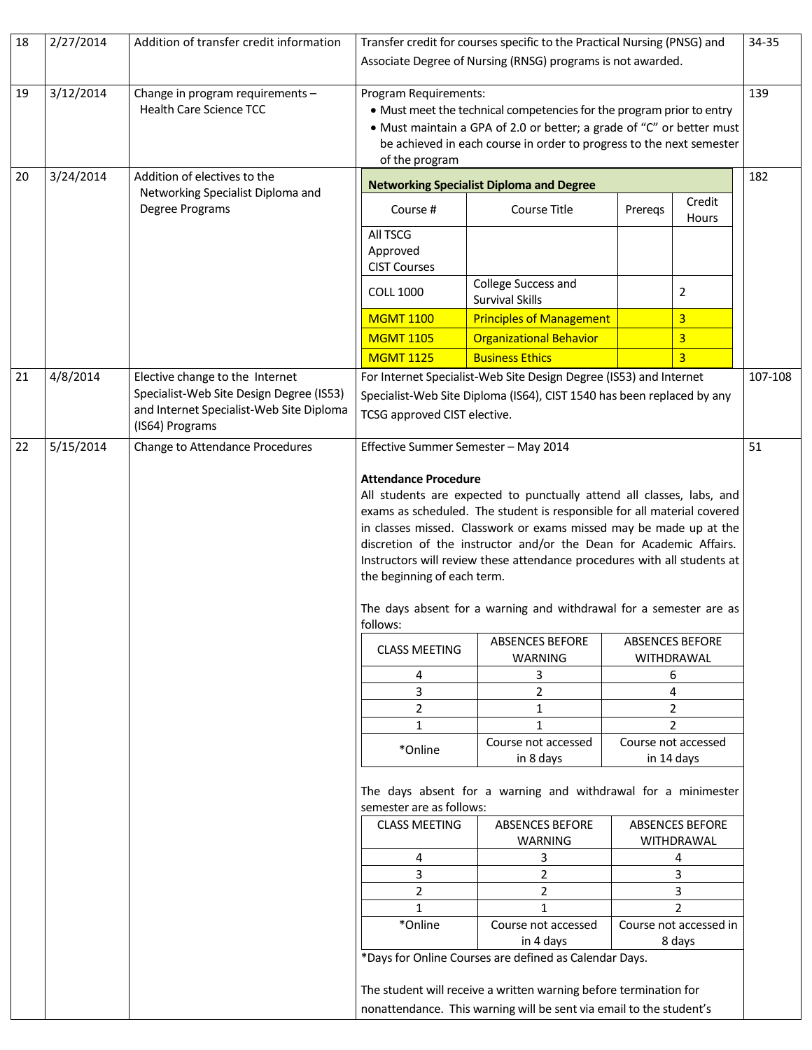| | | | | |
|---|---|---|---|---|
| 18 | 2/27/2014 | Addition of transfer credit information | Transfer credit for courses specific to the Practical Nursing (PNSG) and Associate Degree of Nursing (RNSG) programs is not awarded. | 34-35 |
| 19 | 3/12/2014 | Change in program requirements – Health Care Science TCC | Program Requirements:<br>• Must meet the technical competencies for the program prior to entry<br>• Must maintain a GPA of 2.0 or better; a grade of "C" or better must be achieved in each course in order to progress to the next semester of the program | 139 |
| 20 | 3/24/2014 | Addition of electives to the Networking Specialist Diploma and Degree Programs | **Networking Specialist Diploma and Degree** (see table below) | 182 |
| 21 | 4/8/2014 | Elective change to the Internet Specialist-Web Site Design Degree (IS53) and Internet Specialist-Web Site Diploma (IS64) Programs | For Internet Specialist-Web Site Design Degree (IS53) and Internet Specialist-Web Site Diploma (IS64), CIST 1540 has been replaced by any TCSG approved CIST elective. | 107-108 |
| 22 | 5/15/2014 | Change to Attendance Procedures | Effective Summer Semester – May 2014 (see below) | 51 |

**Networking Specialist Diploma and Degree** (Change 20)

| Course # | Course Title | Prereqs | Credit Hours |
|---|---|---|---|
| All TSCG Approved CIST Courses | | | |
| COLL 1000 | College Success and Survival Skills | | 2 |
| MGMT 1100 | Principles of Management | | 3 |
| MGMT 1105 | Organizational Behavior | | 3 |
| MGMT 1125 | Business Ethics | | 3 |

**Change 22 – Effective Summer Semester – May 2014**

**Attendance Procedure**

All students are expected to punctually attend all classes, labs, and exams as scheduled. The student is responsible for all material covered in classes missed. Classwork or exams missed may be made up at the discretion of the instructor and/or the Dean for Academic Affairs. Instructors will review these attendance procedures with all students at the beginning of each term.

The days absent for a warning and withdrawal for a semester are as follows:

| CLASS MEETING | ABSENCES BEFORE WARNING | ABSENCES BEFORE WITHDRAWAL |
|---|---|---|
| 4 | 3 | 6 |
| 3 | 2 | 4 |
| 2 | 1 | 2 |
| 1 | 1 | 2 |
| *Online | Course not accessed in 8 days | Course not accessed in 14 days |

The days absent for a warning and withdrawal for a minimester semester are as follows:

| CLASS MEETING | ABSENCES BEFORE WARNING | ABSENCES BEFORE WITHDRAWAL |
|---|---|---|
| 4 | 3 | 4 |
| 3 | 2 | 3 |
| 2 | 2 | 3 |
| 1 | 1 | 2 |
| *Online | Course not accessed in 4 days | Course not accessed in 8 days |

*Days for Online Courses are defined as Calendar Days.

The student will receive a written warning before termination for nonattendance. This warning will be sent via email to the student's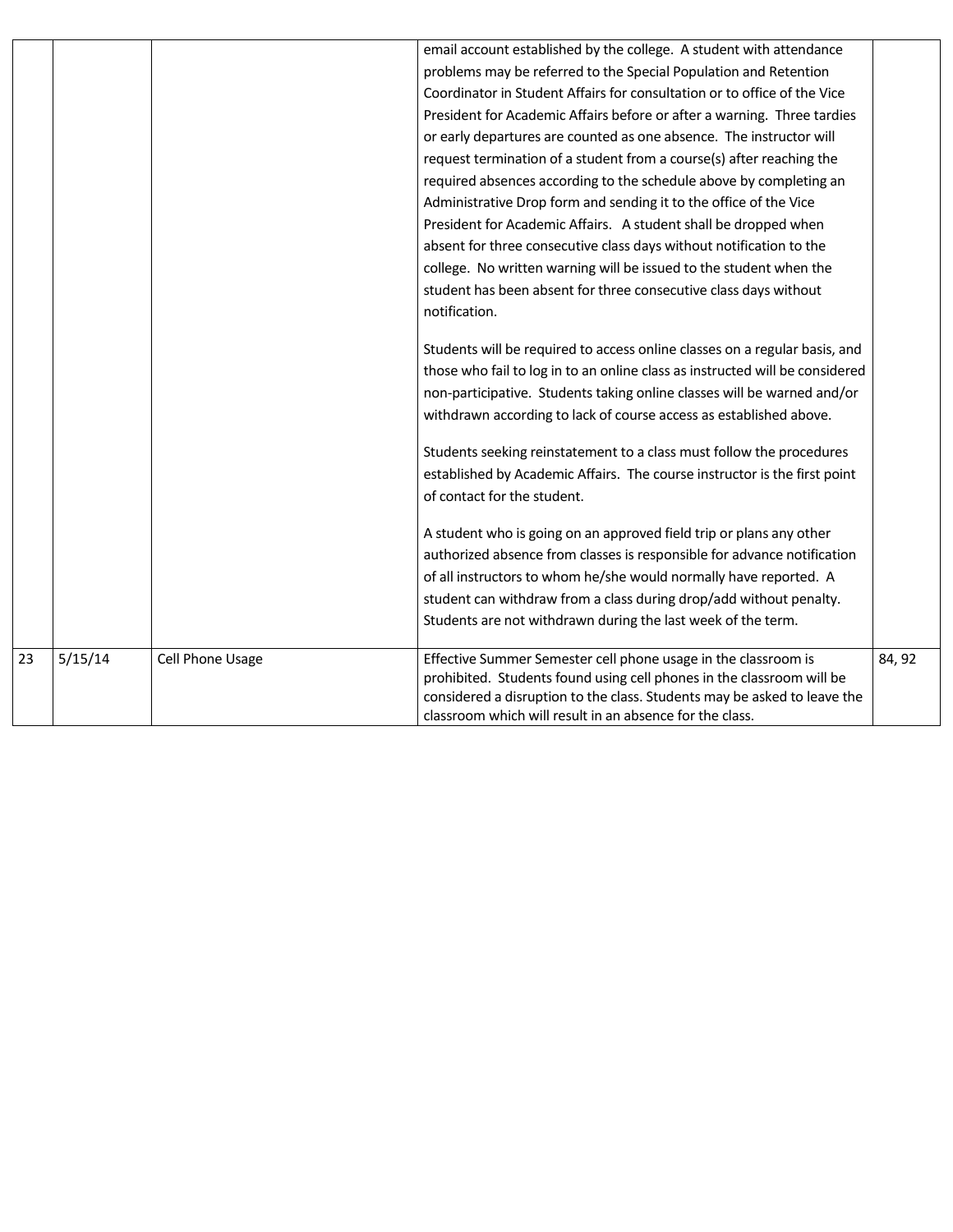| | | | | |
|---|---|---|---|---|
| | | | email account established by the college. A student with attendance problems may be referred to the Special Population and Retention Coordinator in Student Affairs for consultation or to office of the Vice President for Academic Affairs before or after a warning. Three tardies or early departures are counted as one absence. The instructor will request termination of a student from a course(s) after reaching the required absences according to the schedule above by completing an Administrative Drop form and sending it to the office of the Vice President for Academic Affairs. A student shall be dropped when absent for three consecutive class days without notification to the college. No written warning will be issued to the student when the student has been absent for three consecutive class days without notification.<br><br>Students will be required to access online classes on a regular basis, and those who fail to log in to an online class as instructed will be considered non-participative. Students taking online classes will be warned and/or withdrawn according to lack of course access as established above.<br><br>Students seeking reinstatement to a class must follow the procedures established by Academic Affairs. The course instructor is the first point of contact for the student.<br><br>A student who is going on an approved field trip or plans any other authorized absence from classes is responsible for advance notification of all instructors to whom he/she would normally have reported. A student can withdraw from a class during drop/add without penalty. Students are not withdrawn during the last week of the term. | |
| 23 | 5/15/14 | Cell Phone Usage | Effective Summer Semester cell phone usage in the classroom is prohibited. Students found using cell phones in the classroom will be considered a disruption to the class. Students may be asked to leave the classroom which will result in an absence for the class. | 84, 92 |